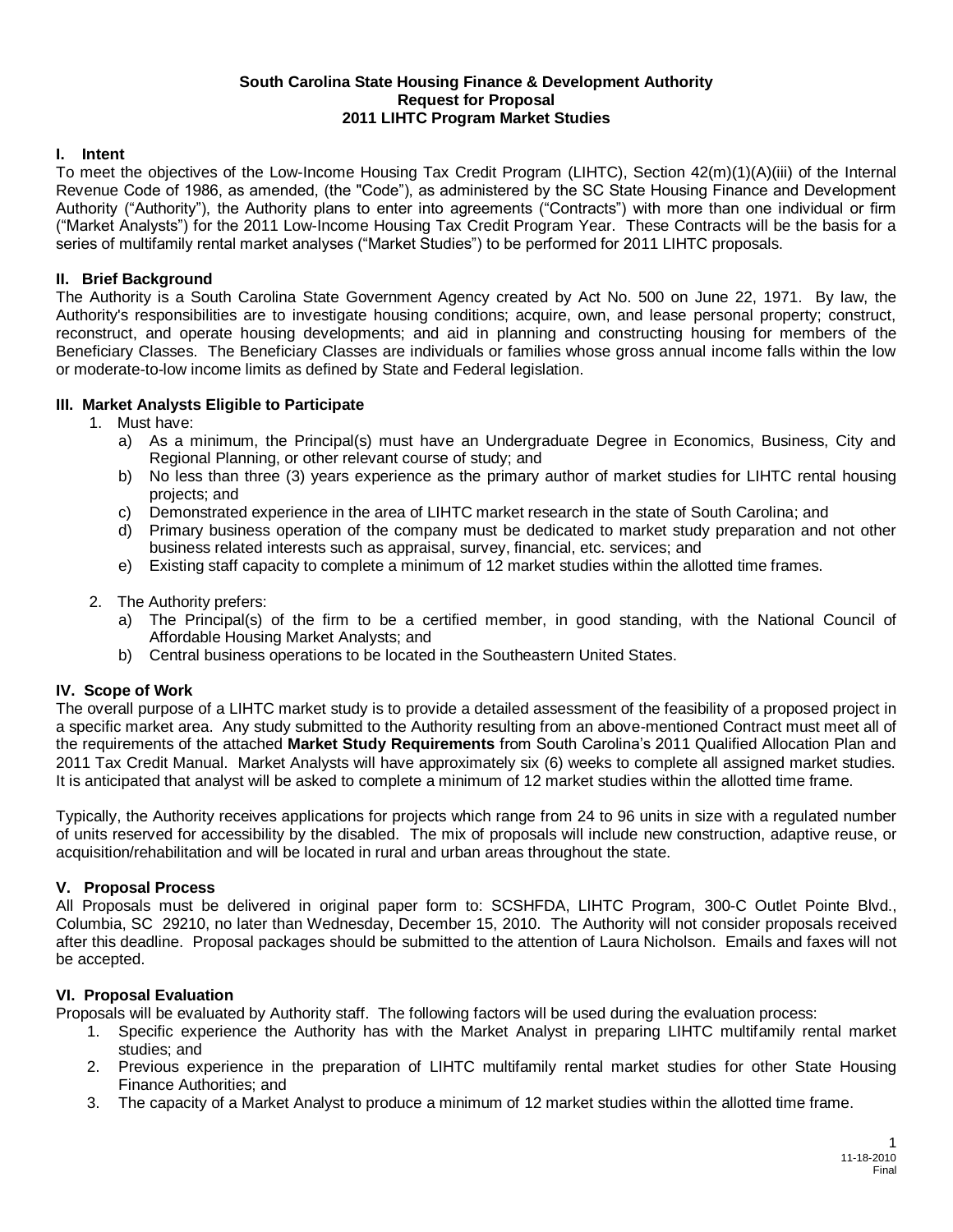**South Carolina State Housing Finance & Development Authority**
**Request for Proposal**
**2011 LIHTC Program Market Studies**

## I. Intent

To meet the objectives of the Low-Income Housing Tax Credit Program (LIHTC), Section 42(m)(1)(A)(iii) of the Internal Revenue Code of 1986, as amended, (the "Code"), as administered by the SC State Housing Finance and Development Authority ("Authority"), the Authority plans to enter into agreements ("Contracts") with more than one individual or firm ("Market Analysts") for the 2011 Low-Income Housing Tax Credit Program Year. These Contracts will be the basis for a series of multifamily rental market analyses ("Market Studies") to be performed for 2011 LIHTC proposals.

## II. Brief Background

The Authority is a South Carolina State Government Agency created by Act No. 500 on June 22, 1971. By law, the Authority's responsibilities are to investigate housing conditions; acquire, own, and lease personal property; construct, reconstruct, and operate housing developments; and aid in planning and constructing housing for members of the Beneficiary Classes. The Beneficiary Classes are individuals or families whose gross annual income falls within the low or moderate-to-low income limits as defined by State and Federal legislation.

## III. Market Analysts Eligible to Participate

1. Must have:
   a) As a minimum, the Principal(s) must have an Undergraduate Degree in Economics, Business, City and Regional Planning, or other relevant course of study; and
   b) No less than three (3) years experience as the primary author of market studies for LIHTC rental housing projects; and
   c) Demonstrated experience in the area of LIHTC market research in the state of South Carolina; and
   d) Primary business operation of the company must be dedicated to market study preparation and not other business related interests such as appraisal, survey, financial, etc. services; and
   e) Existing staff capacity to complete a minimum of 12 market studies within the allotted time frames.

2. The Authority prefers:
   a) The Principal(s) of the firm to be a certified member, in good standing, with the National Council of Affordable Housing Market Analysts; and
   b) Central business operations to be located in the Southeastern United States.

## IV. Scope of Work

The overall purpose of a LIHTC market study is to provide a detailed assessment of the feasibility of a proposed project in a specific market area. Any study submitted to the Authority resulting from an above-mentioned Contract must meet all of the requirements of the attached **Market Study Requirements** from South Carolina's 2011 Qualified Allocation Plan and 2011 Tax Credit Manual. Market Analysts will have approximately six (6) weeks to complete all assigned market studies. It is anticipated that analyst will be asked to complete a minimum of 12 market studies within the allotted time frame.

Typically, the Authority receives applications for projects which range from 24 to 96 units in size with a regulated number of units reserved for accessibility by the disabled. The mix of proposals will include new construction, adaptive reuse, or acquisition/rehabilitation and will be located in rural and urban areas throughout the state.

## V. Proposal Process

All Proposals must be delivered in original paper form to: SCSHFDA, LIHTC Program, 300-C Outlet Pointe Blvd., Columbia, SC 29210, no later than Wednesday, December 15, 2010. The Authority will not consider proposals received after this deadline. Proposal packages should be submitted to the attention of Laura Nicholson. Emails and faxes will not be accepted.

## VI. Proposal Evaluation

Proposals will be evaluated by Authority staff. The following factors will be used during the evaluation process:

1. Specific experience the Authority has with the Market Analyst in preparing LIHTC multifamily rental market studies; and
2. Previous experience in the preparation of LIHTC multifamily rental market studies for other State Housing Finance Authorities; and
3. The capacity of a Market Analyst to produce a minimum of 12 market studies within the allotted time frame.

11-18-2010
Final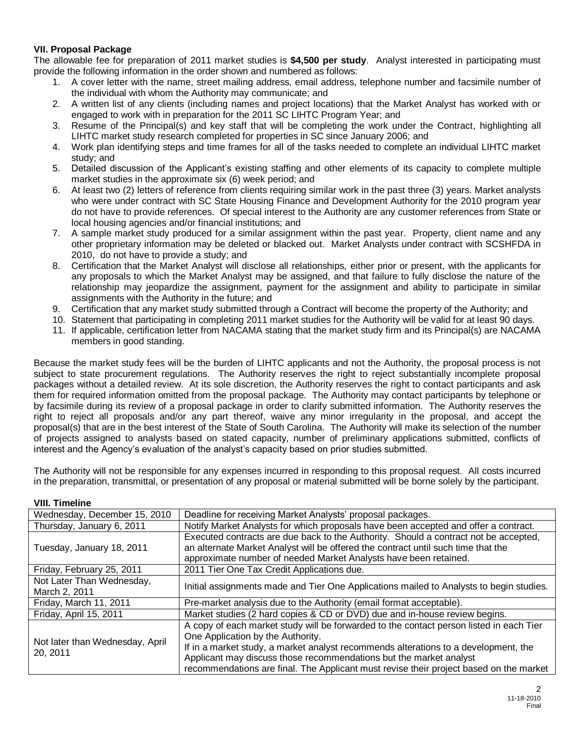### VII. Proposal Package

The allowable fee for preparation of 2011 market studies is **$4,500 per study**. Analyst interested in participating must provide the following information in the order shown and numbered as follows:

1. A cover letter with the name, street mailing address, email address, telephone number and facsimile number of the individual with whom the Authority may communicate; and
2. A written list of any clients (including names and project locations) that the Market Analyst has worked with or engaged to work with in preparation for the 2011 SC LIHTC Program Year; and
3. Resume of the Principal(s) and key staff that will be completing the work under the Contract, highlighting all LIHTC market study research completed for properties in SC since January 2006; and
4. Work plan identifying steps and time frames for all of the tasks needed to complete an individual LIHTC market study; and
5. Detailed discussion of the Applicant's existing staffing and other elements of its capacity to complete multiple market studies in the approximate six (6) week period; and
6. At least two (2) letters of reference from clients requiring similar work in the past three (3) years. Market analysts who were under contract with SC State Housing Finance and Development Authority for the 2010 program year do not have to provide references. Of special interest to the Authority are any customer references from State or local housing agencies and/or financial institutions; and
7. A sample market study produced for a similar assignment within the past year. Property, client name and any other proprietary information may be deleted or blacked out. Market Analysts under contract with SCSHFDA in 2010, do not have to provide a study; and
8. Certification that the Market Analyst will disclose all relationships, either prior or present, with the applicants for any proposals to which the Market Analyst may be assigned, and that failure to fully disclose the nature of the relationship may jeopardize the assignment, payment for the assignment and ability to participate in similar assignments with the Authority in the future; and
9. Certification that any market study submitted through a Contract will become the property of the Authority; and
10. Statement that participating in completing 2011 market studies for the Authority will be valid for at least 90 days.
11. If applicable, certification letter from NACAMA stating that the market study firm and its Principal(s) are NACAMA members in good standing.

Because the market study fees will be the burden of LIHTC applicants and not the Authority, the proposal process is not subject to state procurement regulations. The Authority reserves the right to reject substantially incomplete proposal packages without a detailed review. At its sole discretion, the Authority reserves the right to contact participants and ask them for required information omitted from the proposal package. The Authority may contact participants by telephone or by facsimile during its review of a proposal package in order to clarify submitted information. The Authority reserves the right to reject all proposals and/or any part thereof, waive any minor irregularity in the proposal, and accept the proposal(s) that are in the best interest of the State of South Carolina. The Authority will make its selection of the number of projects assigned to analysts based on stated capacity, number of preliminary applications submitted, conflicts of interest and the Agency's evaluation of the analyst's capacity based on prior studies submitted.

The Authority will not be responsible for any expenses incurred in responding to this proposal request. All costs incurred in the preparation, transmittal, or presentation of any proposal or material submitted will be borne solely by the participant.

### VIII. Timeline

| Date | Event |
|---|---|
| Wednesday, December 15, 2010 | Deadline for receiving Market Analysts' proposal packages. |
| Thursday, January 6, 2011 | Notify Market Analysts for which proposals have been accepted and offer a contract. |
| Tuesday, January 18, 2011 | Executed contracts are due back to the Authority. Should a contract not be accepted, an alternate Market Analyst will be offered the contract until such time that the approximate number of needed Market Analysts have been retained. |
| Friday, February 25, 2011 | 2011 Tier One Tax Credit Applications due. |
| Not Later Than Wednesday, March 2, 2011 | Initial assignments made and Tier One Applications mailed to Analysts to begin studies. |
| Friday, March 11, 2011 | Pre-market analysis due to the Authority (email format acceptable). |
| Friday, April 15, 2011 | Market studies (2 hard copies & CD or DVD) due and in-house review begins. |
| Not later than Wednesday, April 20, 2011 | A copy of each market study will be forwarded to the contact person listed in each Tier One Application by the Authority. If in a market study, a market analyst recommends alterations to a development, the Applicant may discuss those recommendations but the market analyst recommendations are final. The Applicant must revise their project based on the market |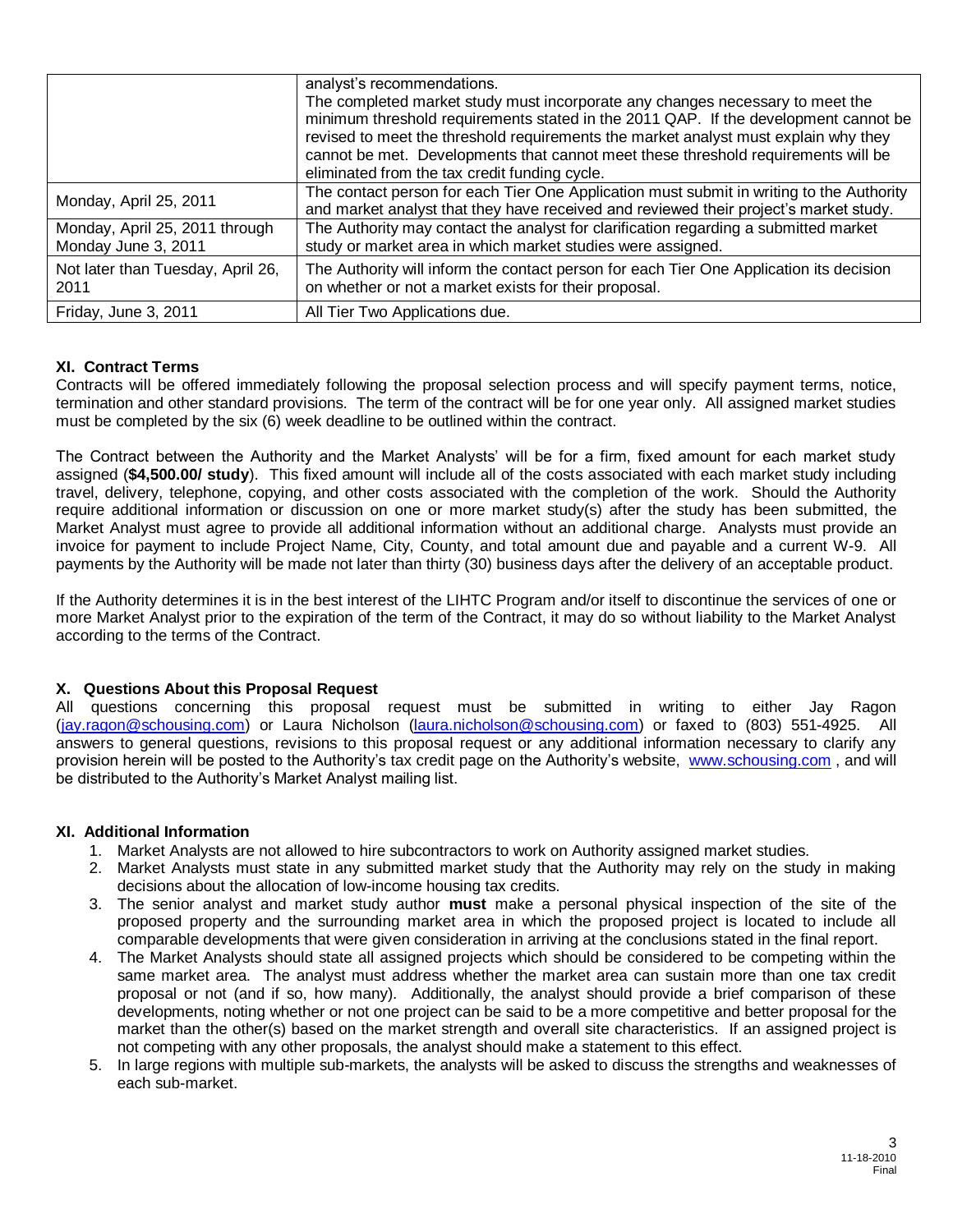| | |
|---|---|
| | analyst's recommendations.<br>The completed market study must incorporate any changes necessary to meet the minimum threshold requirements stated in the 2011 QAP. If the development cannot be revised to meet the threshold requirements the market analyst must explain why they cannot be met. Developments that cannot meet these threshold requirements will be eliminated from the tax credit funding cycle. |
| Monday, April 25, 2011 | The contact person for each Tier One Application must submit in writing to the Authority and market analyst that they have received and reviewed their project's market study. |
| Monday, April 25, 2011 through Monday June 3, 2011 | The Authority may contact the analyst for clarification regarding a submitted market study or market area in which market studies were assigned. |
| Not later than Tuesday, April 26, 2011 | The Authority will inform the contact person for each Tier One Application its decision on whether or not a market exists for their proposal. |
| Friday, June 3, 2011 | All Tier Two Applications due. |

## XI. Contract Terms

Contracts will be offered immediately following the proposal selection process and will specify payment terms, notice, termination and other standard provisions. The term of the contract will be for one year only. All assigned market studies must be completed by the six (6) week deadline to be outlined within the contract.

The Contract between the Authority and the Market Analysts' will be for a firm, fixed amount for each market study assigned (**$4,500.00/ study**). This fixed amount will include all of the costs associated with each market study including travel, delivery, telephone, copying, and other costs associated with the completion of the work. Should the Authority require additional information or discussion on one or more market study(s) after the study has been submitted, the Market Analyst must agree to provide all additional information without an additional charge. Analysts must provide an invoice for payment to include Project Name, City, County, and total amount due and payable and a current W-9. All payments by the Authority will be made not later than thirty (30) business days after the delivery of an acceptable product.

If the Authority determines it is in the best interest of the LIHTC Program and/or itself to discontinue the services of one or more Market Analyst prior to the expiration of the term of the Contract, it may do so without liability to the Market Analyst according to the terms of the Contract.

## X. Questions About this Proposal Request

All questions concerning this proposal request must be submitted in writing to either Jay Ragon (jay.ragon@schousing.com) or Laura Nicholson (laura.nicholson@schousing.com) or faxed to (803) 551-4925. All answers to general questions, revisions to this proposal request or any additional information necessary to clarify any provision herein will be posted to the Authority's tax credit page on the Authority's website, www.schousing.com , and will be distributed to the Authority's Market Analyst mailing list.

## XI. Additional Information

1. Market Analysts are not allowed to hire subcontractors to work on Authority assigned market studies.
2. Market Analysts must state in any submitted market study that the Authority may rely on the study in making decisions about the allocation of low-income housing tax credits.
3. The senior analyst and market study author **must** make a personal physical inspection of the site of the proposed property and the surrounding market area in which the proposed project is located to include all comparable developments that were given consideration in arriving at the conclusions stated in the final report.
4. The Market Analysts should state all assigned projects which should be considered to be competing within the same market area. The analyst must address whether the market area can sustain more than one tax credit proposal or not (and if so, how many). Additionally, the analyst should provide a brief comparison of these developments, noting whether or not one project can be said to be a more competitive and better proposal for the market than the other(s) based on the market strength and overall site characteristics. If an assigned project is not competing with any other proposals, the analyst should make a statement to this effect.
5. In large regions with multiple sub-markets, the analysts will be asked to discuss the strengths and weaknesses of each sub-market.

11-18-2010
Final